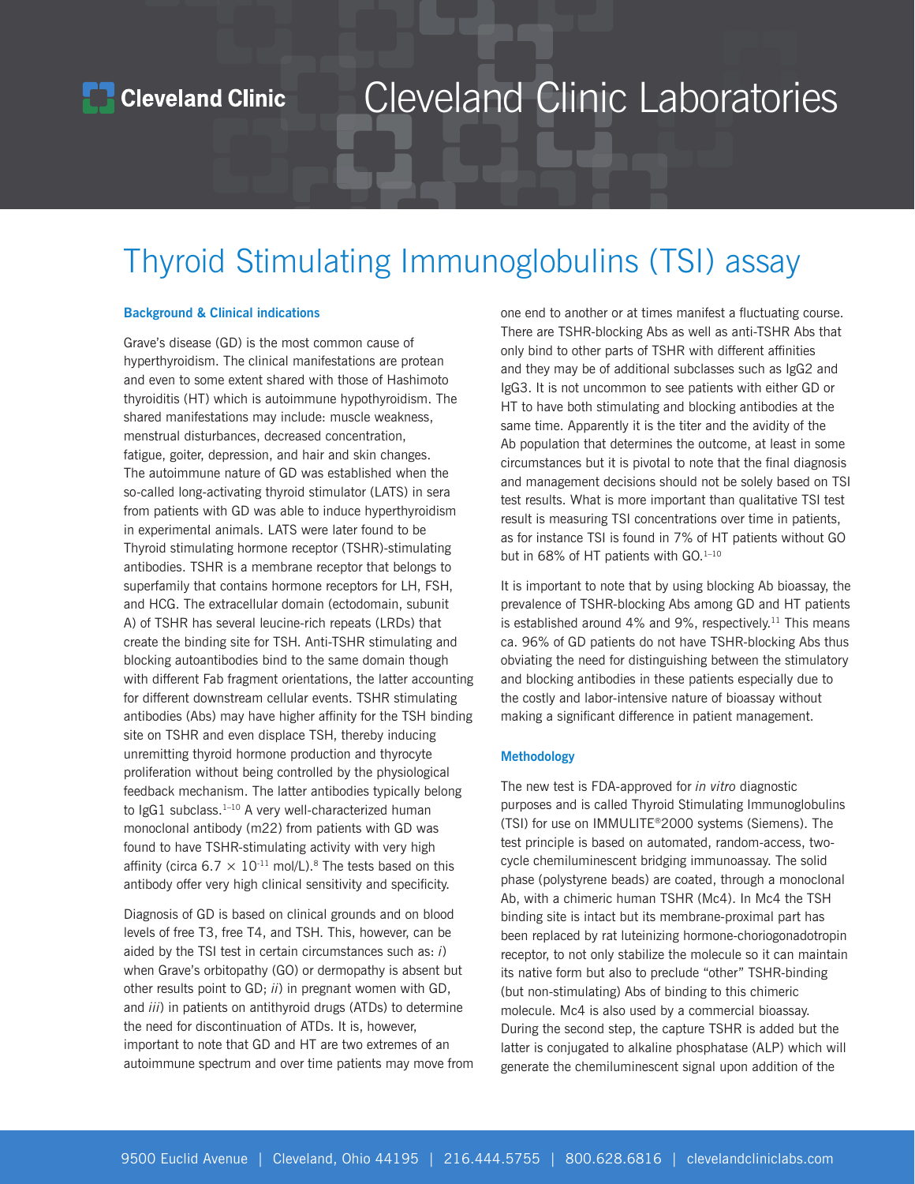# Cleveland Clinic Laboratories

## Thyroid Stimulating Immunoglobulins (TSI) assay

### Background & Clinical indications

Grave's disease (GD) is the most common cause of hyperthyroidism. The clinical manifestations are protean and even to some extent shared with those of Hashimoto thyroiditis (HT) which is autoimmune hypothyroidism. The shared manifestations may include: muscle weakness, menstrual disturbances, decreased concentration, fatigue, goiter, depression, and hair and skin changes. The autoimmune nature of GD was established when the so-called long-activating thyroid stimulator (LATS) in sera from patients with GD was able to induce hyperthyroidism in experimental animals. LATS were later found to be Thyroid stimulating hormone receptor (TSHR)-stimulating antibodies. TSHR is a membrane receptor that belongs to superfamily that contains hormone receptors for LH, FSH, and HCG. The extracellular domain (ectodomain, subunit A) of TSHR has several leucine-rich repeats (LRDs) that create the binding site for TSH. Anti-TSHR stimulating and blocking autoantibodies bind to the same domain though with different Fab fragment orientations, the latter accounting for different downstream cellular events. TSHR stimulating antibodies (Abs) may have higher affinity for the TSH binding site on TSHR and even displace TSH, thereby inducing unremitting thyroid hormone production and thyrocyte proliferation without being controlled by the physiological feedback mechanism. The latter antibodies typically belong to IgG1 subclass.[1–10] A very well-characterized human monoclonal antibody (m22) from patients with GD was found to have TSHR-stimulating activity with very high affinity (circa $6.7 \times 10^{-11}$ mol/L).[8] The tests based on this antibody offer very high clinical sensitivity and specificity.

Diagnosis of GD is based on clinical grounds and on blood levels of free T3, free T4, and TSH. This, however, can be aided by the TSI test in certain circumstances such as: *i*) when Grave's orbitopathy (GO) or dermopathy is absent but other results point to GD; *ii*) in pregnant women with GD, and *iii*) in patients on antithyroid drugs (ATDs) to determine the need for discontinuation of ATDs. It is, however, important to note that GD and HT are two extremes of an autoimmune spectrum and over time patients may move from one end to another or at times manifest a fluctuating course. There are TSHR-blocking Abs as well as anti-TSHR Abs that only bind to other parts of TSHR with different affinities and they may be of additional subclasses such as IgG2 and IgG3. It is not uncommon to see patients with either GD or HT to have both stimulating and blocking antibodies at the same time. Apparently it is the titer and the avidity of the Ab population that determines the outcome, at least in some circumstances but it is pivotal to note that the final diagnosis and management decisions should not be solely based on TSI test results. What is more important than qualitative TSI test result is measuring TSI concentrations over time in patients, as for instance TSI is found in 7% of HT patients without GO but in 68% of HT patients with GO.[1–10]

It is important to note that by using blocking Ab bioassay, the prevalence of TSHR-blocking Abs among GD and HT patients is established around 4% and 9%, respectively.[11] This means ca. 96% of GD patients do not have TSHR-blocking Abs thus obviating the need for distinguishing between the stimulatory and blocking antibodies in these patients especially due to the costly and labor-intensive nature of bioassay without making a significant difference in patient management.

### Methodology

The new test is FDA-approved for *in vitro* diagnostic purposes and is called Thyroid Stimulating Immunoglobulins (TSI) for use on IMMULITE®2000 systems (Siemens). The test principle is based on automated, random-access, two-cycle chemiluminescent bridging immunoassay. The solid phase (polystyrene beads) are coated, through a monoclonal Ab, with a chimeric human TSHR (Mc4). In Mc4 the TSH binding site is intact but its membrane-proximal part has been replaced by rat luteinizing hormone-choriogonadotropin receptor, to not only stabilize the molecule so it can maintain its native form but also to preclude "other" TSHR-binding (but non-stimulating) Abs of binding to this chimeric molecule. Mc4 is also used by a commercial bioassay. During the second step, the capture TSHR is added but the latter is conjugated to alkaline phosphatase (ALP) which will generate the chemiluminescent signal upon addition of the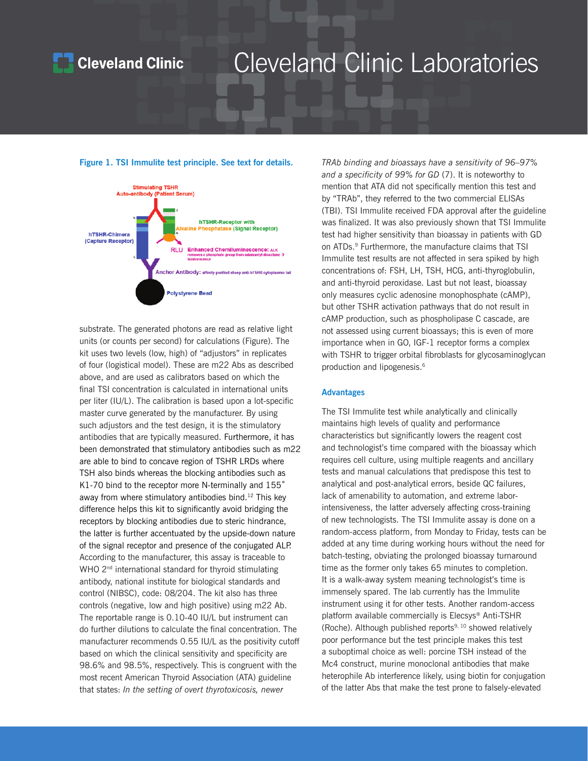**Figure 1. TSI Immulite test principle. See text for details.**

substrate. The generated photons are read as relative light units (or counts per second) for calculations (Figure). The kit uses two levels (low, high) of "adjustors" in replicates of four (logistical model). These are m22 Abs as described above, and are used as calibrators based on which the final TSI concentration is calculated in international units per liter (IU/L). The calibration is based upon a lot-specific master curve generated by the manufacturer. By using such adjustors and the test design, it is the stimulatory antibodies that are typically measured. Furthermore, it has been demonstrated that stimulatory antibodies such as m22 are able to bind to concave region of TSHR LRDs where TSH also binds whereas the blocking antibodies such as K1-70 bind to the receptor more N-terminally and 155˚ away from where stimulatory antibodies bind.[12] This key difference helps this kit to significantly avoid bridging the receptors by blocking antibodies due to steric hindrance, the latter is further accentuated by the upside-down nature of the signal receptor and presence of the conjugated ALP. According to the manufacturer, this assay is traceable to WHO 2nd international standard for thyroid stimulating antibody, national institute for biological standards and control (NIBSC), code: 08/204. The kit also has three controls (negative, low and high positive) using m22 Ab. The reportable range is 0.10-40 IU/L but instrument can do further dilutions to calculate the final concentration. The manufacturer recommends 0.55 IU/L as the positivity cutoff based on which the clinical sensitivity and specificity are 98.6% and 98.5%, respectively. This is congruent with the most recent American Thyroid Association (ATA) guideline that states: *In the setting of overt thyrotoxicosis, newer TRAb binding and bioassays have a sensitivity of 96–97% and a specificity of 99% for GD* (7). It is noteworthy to mention that ATA did not specifically mention this test and by "TRAb", they referred to the two commercial ELISAs (TBI). TSI Immulite received FDA approval after the guideline was finalized. It was also previously shown that TSI Immulite test had higher sensitivity than bioassay in patients with GD on ATDs.[9] Furthermore, the manufacture claims that TSI Immulite test results are not affected in sera spiked by high concentrations of: FSH, LH, TSH, HCG, anti-thyroglobulin, and anti-thyroid peroxidase. Last but not least, bioassay only measures cyclic adenosine monophosphate (cAMP), but other TSHR activation pathways that do not result in cAMP production, such as phospholipase C cascade, are not assessed using current bioassays; this is even of more importance when in GO, IGF-1 receptor forms a complex with TSHR to trigger orbital fibroblasts for glycosaminoglycan production and lipogenesis.[6]

## Advantages

The TSI Immulite test while analytically and clinically maintains high levels of quality and performance characteristics but significantly lowers the reagent cost and technologist's time compared with the bioassay which requires cell culture, using multiple reagents and ancillary tests and manual calculations that predispose this test to analytical and post-analytical errors, beside QC failures, lack of amenability to automation, and extreme labor-intensiveness, the latter adversely affecting cross-training of new technologists. The TSI Immulite assay is done on a random-access platform, from Monday to Friday, tests can be added at any time during working hours without the need for batch-testing, obviating the prolonged bioassay turnaround time as the former only takes 65 minutes to completion. It is a walk-away system meaning technologist's time is immensely spared. The lab currently has the Immulite instrument using it for other tests. Another random-access platform available commercially is Elecsys® Anti-TSHR (Roche). Although published reports[9, 10] showed relatively poor performance but the test principle makes this test a suboptimal choice as well: porcine TSH instead of the Mc4 construct, murine monoclonal antibodies that make heterophile Ab interference likely, using biotin for conjugation of the latter Abs that make the test prone to falsely-elevated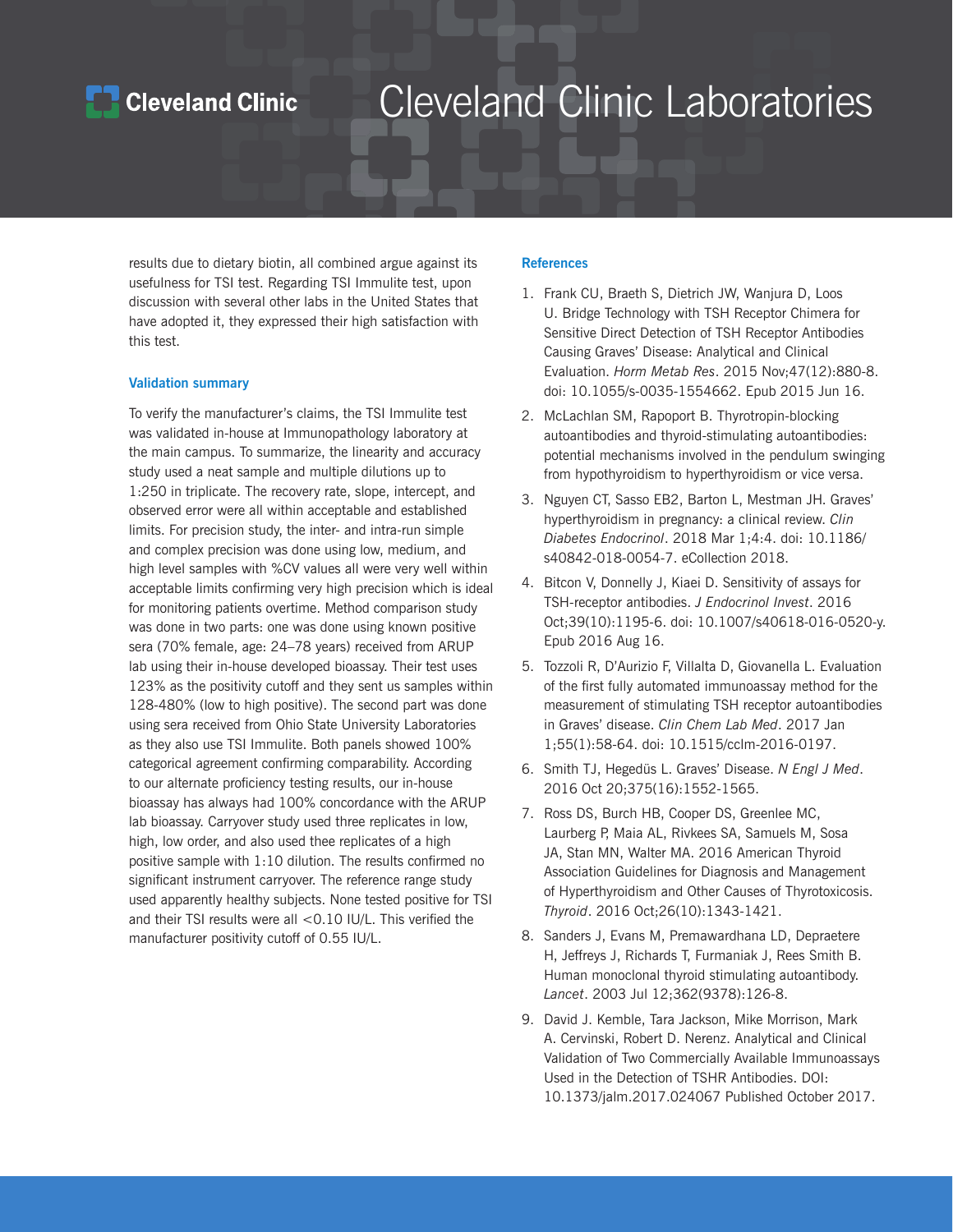results due to dietary biotin, all combined argue against its usefulness for TSI test. Regarding TSI Immulite test, upon discussion with several other labs in the United States that have adopted it, they expressed their high satisfaction with this test.

## Validation summary

To verify the manufacturer's claims, the TSI Immulite test was validated in-house at Immunopathology laboratory at the main campus. To summarize, the linearity and accuracy study used a neat sample and multiple dilutions up to 1:250 in triplicate. The recovery rate, slope, intercept, and observed error were all within acceptable and established limits. For precision study, the inter- and intra-run simple and complex precision was done using low, medium, and high level samples with %CV values all were very well within acceptable limits confirming very high precision which is ideal for monitoring patients overtime. Method comparison study was done in two parts: one was done using known positive sera (70% female, age: 24–78 years) received from ARUP lab using their in-house developed bioassay. Their test uses 123% as the positivity cutoff and they sent us samples within 128-480% (low to high positive). The second part was done using sera received from Ohio State University Laboratories as they also use TSI Immulite. Both panels showed 100% categorical agreement confirming comparability. According to our alternate proficiency testing results, our in-house bioassay has always had 100% concordance with the ARUP lab bioassay. Carryover study used three replicates in low, high, low order, and also used thee replicates of a high positive sample with 1:10 dilution. The results confirmed no significant instrument carryover. The reference range study used apparently healthy subjects. None tested positive for TSI and their TSI results were all <0.10 IU/L. This verified the manufacturer positivity cutoff of 0.55 IU/L.

## References

1. Frank CU, Braeth S, Dietrich JW, Wanjura D, Loos U. Bridge Technology with TSH Receptor Chimera for Sensitive Direct Detection of TSH Receptor Antibodies Causing Graves' Disease: Analytical and Clinical Evaluation. *Horm Metab Res*. 2015 Nov;47(12):880-8. doi: 10.1055/s-0035-1554662. Epub 2015 Jun 16.
2. McLachlan SM, Rapoport B. Thyrotropin-blocking autoantibodies and thyroid-stimulating autoantibodies: potential mechanisms involved in the pendulum swinging from hypothyroidism to hyperthyroidism or vice versa.
3. Nguyen CT, Sasso EB2, Barton L, Mestman JH. Graves' hyperthyroidism in pregnancy: a clinical review. *Clin Diabetes Endocrinol*. 2018 Mar 1;4:4. doi: 10.1186/s40842-018-0054-7. eCollection 2018.
4. Bitcon V, Donnelly J, Kiaei D. Sensitivity of assays for TSH-receptor antibodies. *J Endocrinol Invest*. 2016 Oct;39(10):1195-6. doi: 10.1007/s40618-016-0520-y. Epub 2016 Aug 16.
5. Tozzoli R, D'Aurizio F, Villalta D, Giovanella L. Evaluation of the first fully automated immunoassay method for the measurement of stimulating TSH receptor autoantibodies in Graves' disease. *Clin Chem Lab Med*. 2017 Jan 1;55(1):58-64. doi: 10.1515/cclm-2016-0197.
6. Smith TJ, Hegedüs L. Graves' Disease. *N Engl J Med*. 2016 Oct 20;375(16):1552-1565.
7. Ross DS, Burch HB, Cooper DS, Greenlee MC, Laurberg P, Maia AL, Rivkees SA, Samuels M, Sosa JA, Stan MN, Walter MA. 2016 American Thyroid Association Guidelines for Diagnosis and Management of Hyperthyroidism and Other Causes of Thyrotoxicosis. *Thyroid*. 2016 Oct;26(10):1343-1421.
8. Sanders J, Evans M, Premawardhana LD, Depraetere H, Jeffreys J, Richards T, Furmaniak J, Rees Smith B. Human monoclonal thyroid stimulating autoantibody. *Lancet*. 2003 Jul 12;362(9378):126-8.
9. David J. Kemble, Tara Jackson, Mike Morrison, Mark A. Cervinski, Robert D. Nerenz. Analytical and Clinical Validation of Two Commercially Available Immunoassays Used in the Detection of TSHR Antibodies. DOI: 10.1373/jalm.2017.024067 Published October 2017.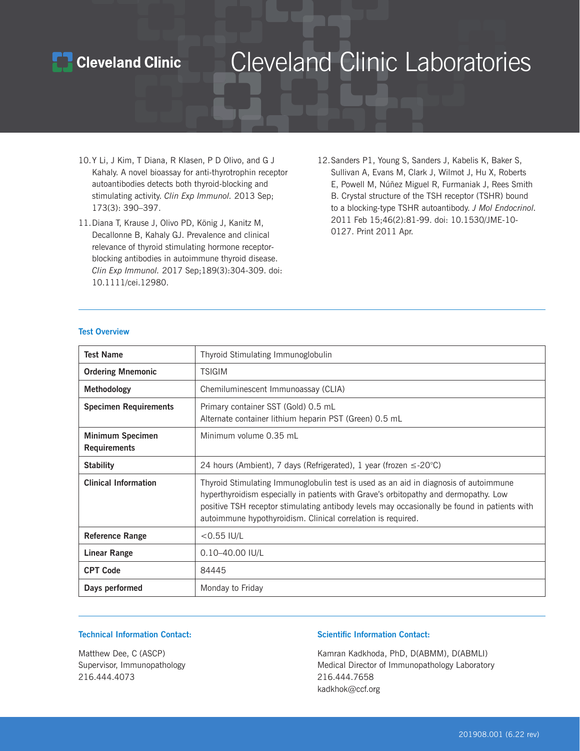10. Y Li, J Kim, T Diana, R Klasen, P D Olivo, and G J Kahaly. A novel bioassay for anti-thyrotrophin receptor autoantibodies detects both thyroid-blocking and stimulating activity. *Clin Exp Immunol.* 2013 Sep; 173(3): 390–397.

11. Diana T, Krause J, Olivo PD, König J, Kanitz M, Decallonne B, Kahaly GJ. Prevalence and clinical relevance of thyroid stimulating hormone receptor-blocking antibodies in autoimmune thyroid disease. *Clin Exp Immunol.* 2017 Sep;189(3):304-309. doi: 10.1111/cei.12980.

12. Sanders P1, Young S, Sanders J, Kabelis K, Baker S, Sullivan A, Evans M, Clark J, Wilmot J, Hu X, Roberts E, Powell M, Núñez Miguel R, Furmaniak J, Rees Smith B. Crystal structure of the TSH receptor (TSHR) bound to a blocking-type TSHR autoantibody. *J Mol Endocrinol.* 2011 Feb 15;46(2):81-99. doi: 10.1530/JME-10-0127. Print 2011 Apr.

### Test Overview

| | |
|---|---|
| **Test Name** | Thyroid Stimulating Immunoglobulin |
| **Ordering Mnemonic** | TSIGIM |
| **Methodology** | Chemiluminescent Immunoassay (CLIA) |
| **Specimen Requirements** | Primary container SST (Gold) 0.5 mL<br>Alternate container lithium heparin PST (Green) 0.5 mL |
| **Minimum Specimen Requirements** | Minimum volume 0.35 mL |
| **Stability** | 24 hours (Ambient), 7 days (Refrigerated), 1 year (frozen ≤-20°C) |
| **Clinical Information** | Thyroid Stimulating Immunoglobulin test is used as an aid in diagnosis of autoimmune hyperthyroidism especially in patients with Grave's orbitopathy and dermopathy. Low positive TSH receptor stimulating antibody levels may occasionally be found in patients with autoimmune hypothyroidism. Clinical correlation is required. |
| **Reference Range** | <0.55 IU/L |
| **Linear Range** | 0.10–40.00 IU/L |
| **CPT Code** | 84445 |
| **Days performed** | Monday to Friday |

**Technical Information Contact:**

Matthew Dee, C (ASCP)
Supervisor, Immunopathology
216.444.4073

**Scientific Information Contact:**

Kamran Kadkhoda, PhD, D(ABMM), D(ABMLI)
Medical Director of Immunopathology Laboratory
216.444.7658
kadkhok@ccf.org

201908.001 (6.22 rev)